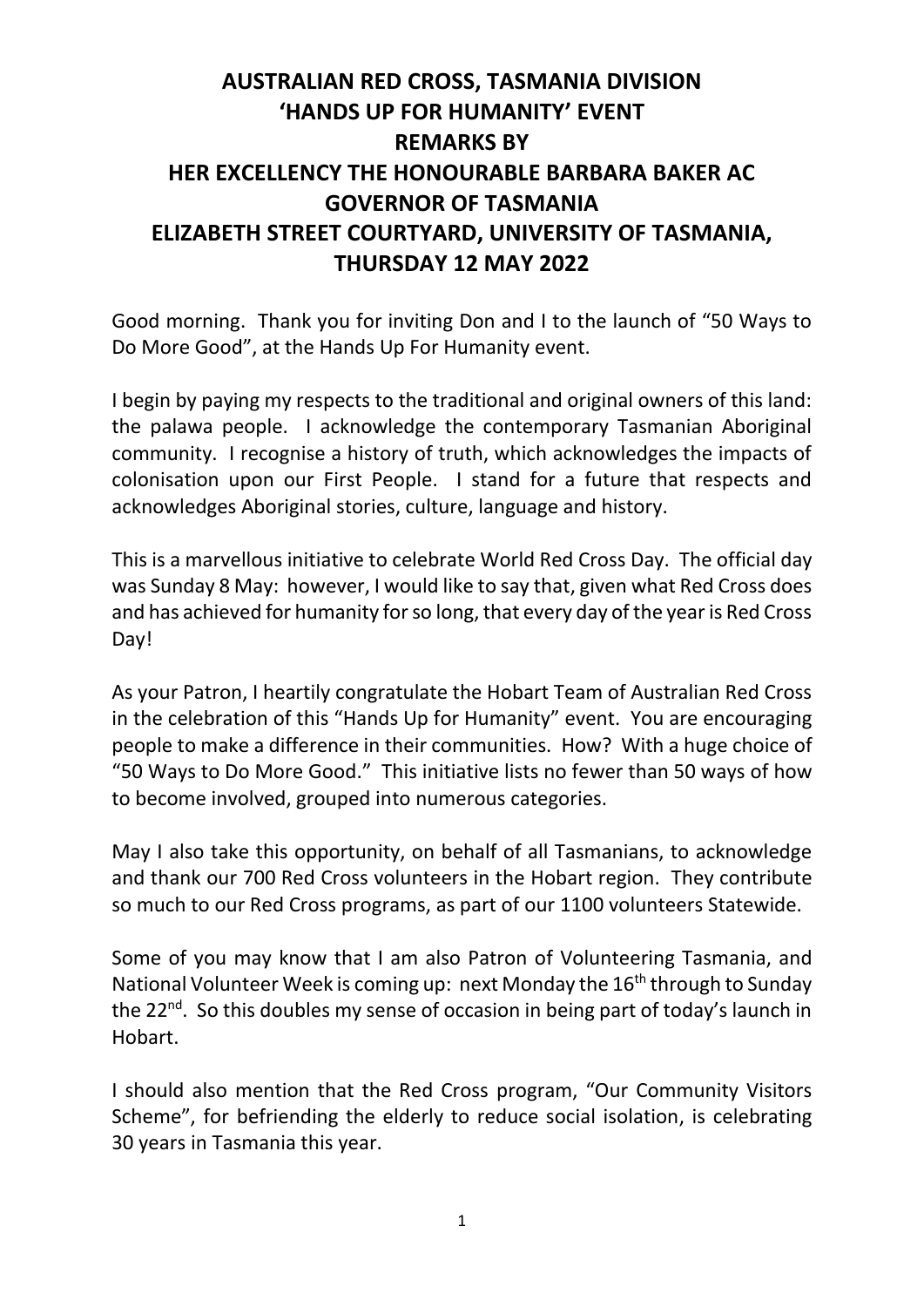# AUSTRALIAN RED CROSS, TASMANIA DIVISION
# 'HANDS UP FOR HUMANITY' EVENT
# REMARKS BY
# HER EXCELLENCY THE HONOURABLE BARBARA BAKER AC
# GOVERNOR OF TASMANIA
# ELIZABETH STREET COURTYARD, UNIVERSITY OF TASMANIA,
# THURSDAY 12 MAY 2022

Good morning. Thank you for inviting Don and I to the launch of "50 Ways to Do More Good", at the Hands Up For Humanity event.

I begin by paying my respects to the traditional and original owners of this land: the palawa people. I acknowledge the contemporary Tasmanian Aboriginal community. I recognise a history of truth, which acknowledges the impacts of colonisation upon our First People. I stand for a future that respects and acknowledges Aboriginal stories, culture, language and history.

This is a marvellous initiative to celebrate World Red Cross Day. The official day was Sunday 8 May: however, I would like to say that, given what Red Cross does and has achieved for humanity for so long, that every day of the year is Red Cross Day!

As your Patron, I heartily congratulate the Hobart Team of Australian Red Cross in the celebration of this "Hands Up for Humanity" event. You are encouraging people to make a difference in their communities. How? With a huge choice of "50 Ways to Do More Good." This initiative lists no fewer than 50 ways of how to become involved, grouped into numerous categories.

May I also take this opportunity, on behalf of all Tasmanians, to acknowledge and thank our 700 Red Cross volunteers in the Hobart region. They contribute so much to our Red Cross programs, as part of our 1100 volunteers Statewide.

Some of you may know that I am also Patron of Volunteering Tasmania, and National Volunteer Week is coming up: next Monday the 16th through to Sunday the 22nd. So this doubles my sense of occasion in being part of today's launch in Hobart.

I should also mention that the Red Cross program, "Our Community Visitors Scheme", for befriending the elderly to reduce social isolation, is celebrating 30 years in Tasmania this year.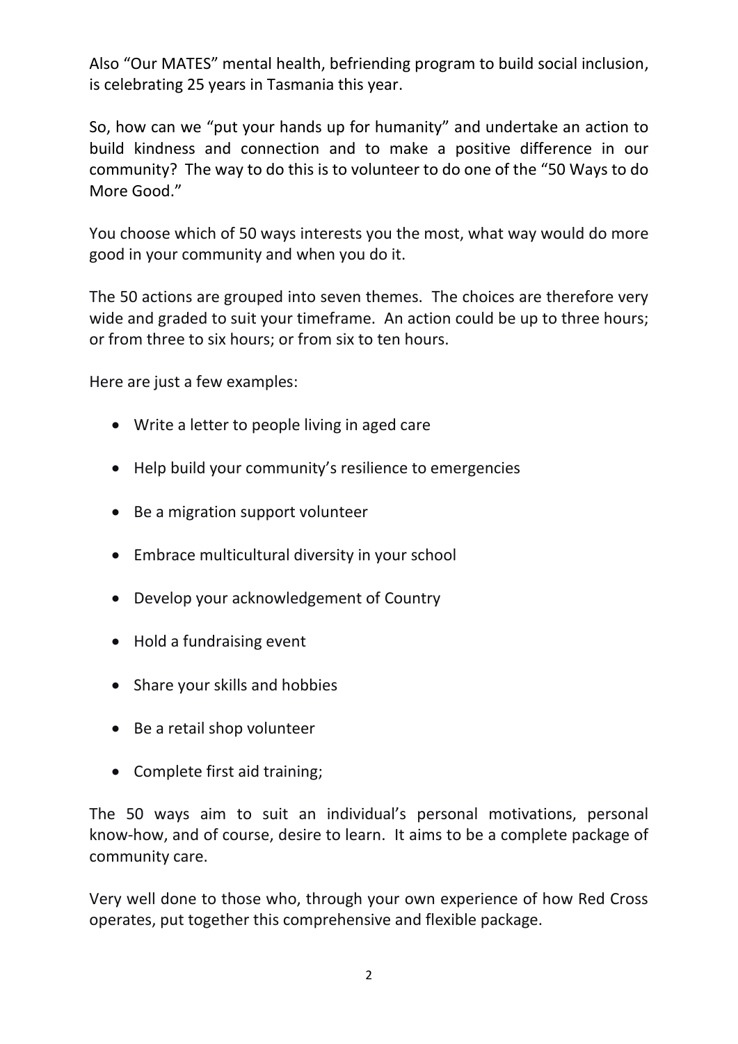Also "Our MATES" mental health, befriending program to build social inclusion, is celebrating 25 years in Tasmania this year.

So, how can we "put your hands up for humanity" and undertake an action to build kindness and connection and to make a positive difference in our community? The way to do this is to volunteer to do one of the "50 Ways to do More Good."

You choose which of 50 ways interests you the most, what way would do more good in your community and when you do it.

The 50 actions are grouped into seven themes. The choices are therefore very wide and graded to suit your timeframe. An action could be up to three hours; or from three to six hours; or from six to ten hours.

Here are just a few examples:

- Write a letter to people living in aged care
- Help build your community's resilience to emergencies
- Be a migration support volunteer
- Embrace multicultural diversity in your school
- Develop your acknowledgement of Country
- Hold a fundraising event
- Share your skills and hobbies
- Be a retail shop volunteer
- Complete first aid training;

The 50 ways aim to suit an individual's personal motivations, personal know-how, and of course, desire to learn. It aims to be a complete package of community care.

Very well done to those who, through your own experience of how Red Cross operates, put together this comprehensive and flexible package.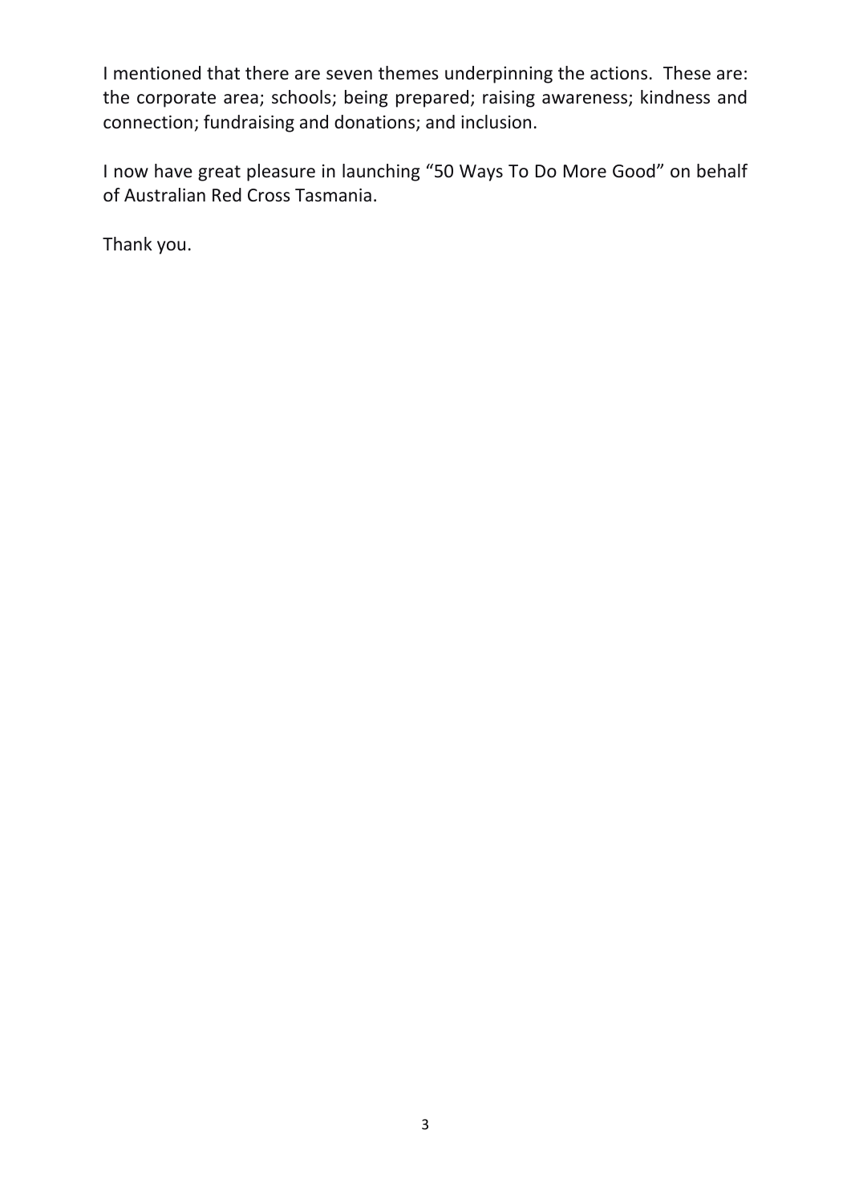I mentioned that there are seven themes underpinning the actions. These are: the corporate area; schools; being prepared; raising awareness; kindness and connection; fundraising and donations; and inclusion.

I now have great pleasure in launching "50 Ways To Do More Good" on behalf of Australian Red Cross Tasmania.

Thank you.